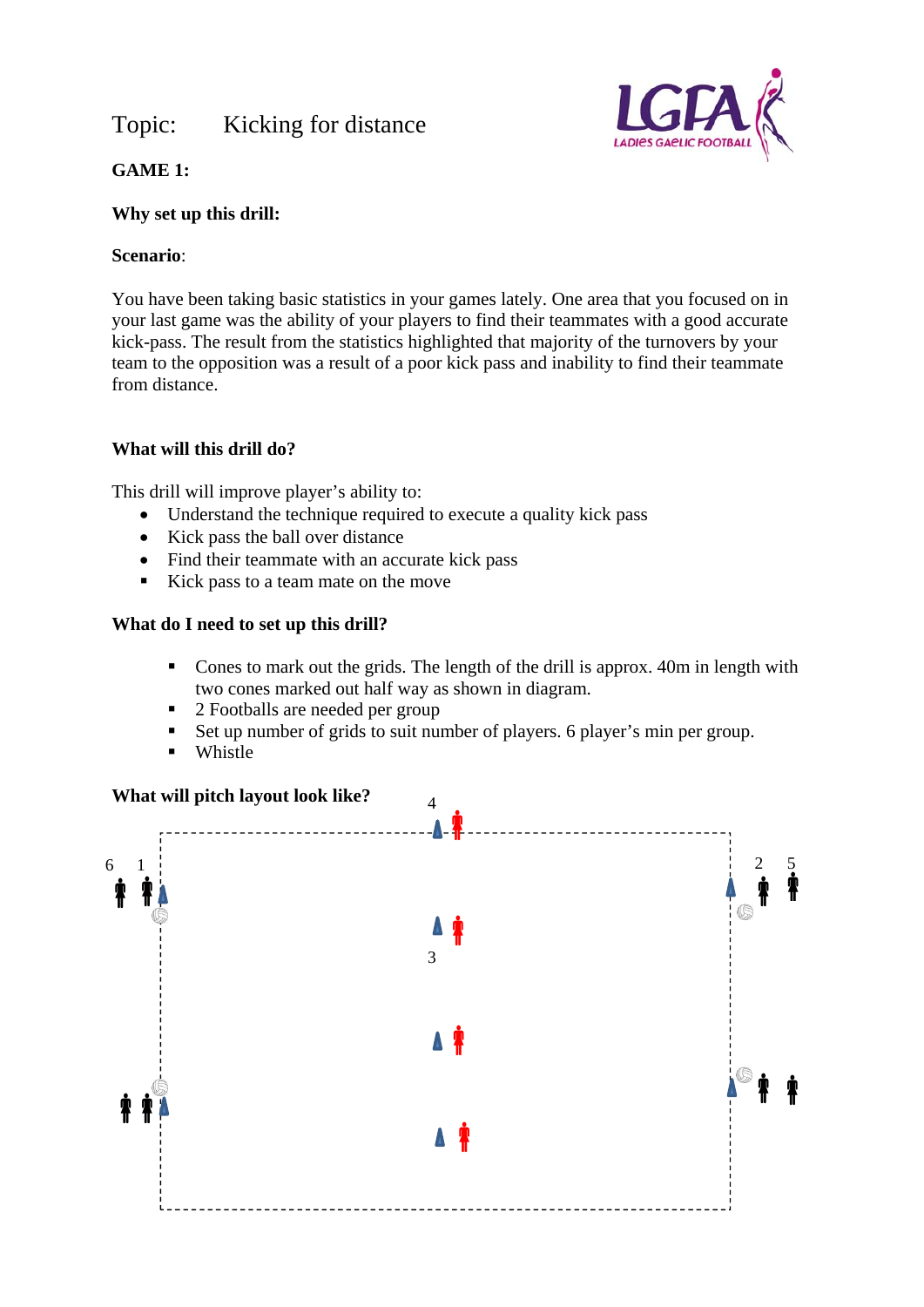Topic: Kicking for distance

**GAME 1:**

**Why set up this drill:**

**Scenario**:

You have been taking basic statistics in your games lately. One area that you focused on in your last game was the ability of your players to find their teammates with a good accurate kick-pass. The result from the statistics highlighted that majority of the turnovers by your team to the opposition was a result of a poor kick pass and inability to find their teammate from distance.

**What will this drill do?**

This drill will improve player's ability to:

- Understand the technique required to execute a quality kick pass
- Kick pass the ball over distance
- Find their teammate with an accurate kick pass
- Kick pass to a team mate on the move

**What do I need to set up this drill?**

- Cones to mark out the grids. The length of the drill is approx. 40m in length with two cones marked out half way as shown in diagram.
- 2 Footballs are needed per group
- Set up number of grids to suit number of players. 6 player's min per group.
- Whistle

**What will pitch layout look like?**

4

6 1

2 5

3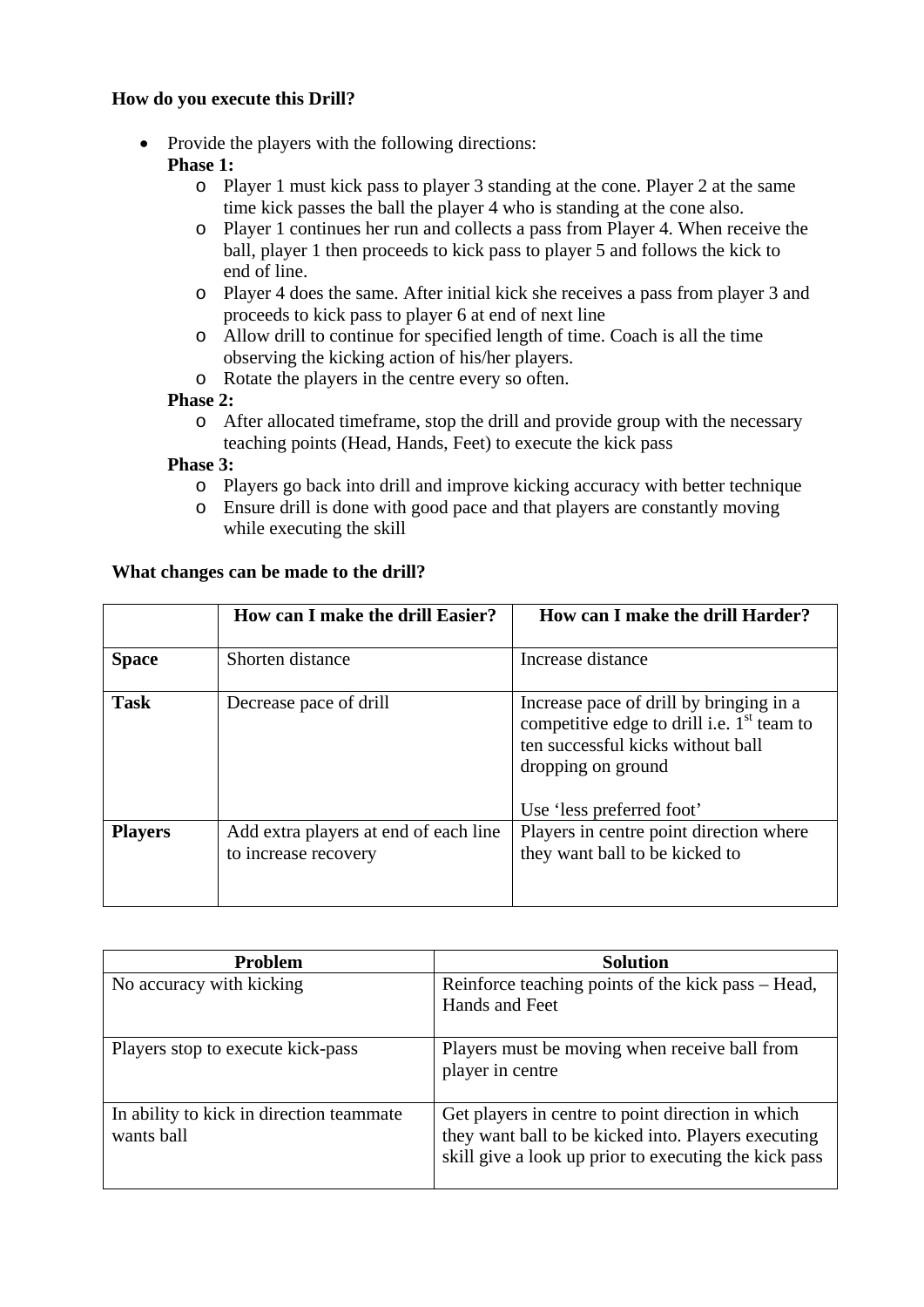**How do you execute this Drill?**

- Provide the players with the following directions:
  **Phase 1:**
  - Player 1 must kick pass to player 3 standing at the cone. Player 2 at the same time kick passes the ball the player 4 who is standing at the cone also.
  - Player 1 continues her run and collects a pass from Player 4. When receive the ball, player 1 then proceeds to kick pass to player 5 and follows the kick to end of line.
  - Player 4 does the same. After initial kick she receives a pass from player 3 and proceeds to kick pass to player 6 at end of next line
  - Allow drill to continue for specified length of time. Coach is all the time observing the kicking action of his/her players.
  - Rotate the players in the centre every so often.

  **Phase 2:**
  - After allocated timeframe, stop the drill and provide group with the necessary teaching points (Head, Hands, Feet) to execute the kick pass

  **Phase 3:**
  - Players go back into drill and improve kicking accuracy with better technique
  - Ensure drill is done with good pace and that players are constantly moving while executing the skill

**What changes can be made to the drill?**

| | How can I make the drill Easier? | How can I make the drill Harder? |
|---|---|---|
| **Space** | Shorten distance | Increase distance |
| **Task** | Decrease pace of drill | Increase pace of drill by bringing in a competitive edge to drill i.e. 1st team to ten successful kicks without ball dropping on ground<br><br>Use 'less preferred foot' |
| **Players** | Add extra players at end of each line to increase recovery | Players in centre point direction where they want ball to be kicked to |

| Problem | Solution |
|---|---|
| No accuracy with kicking | Reinforce teaching points of the kick pass – Head, Hands and Feet |
| Players stop to execute kick-pass | Players must be moving when receive ball from player in centre |
| In ability to kick in direction teammate wants ball | Get players in centre to point direction in which they want ball to be kicked into. Players executing skill give a look up prior to executing the kick pass |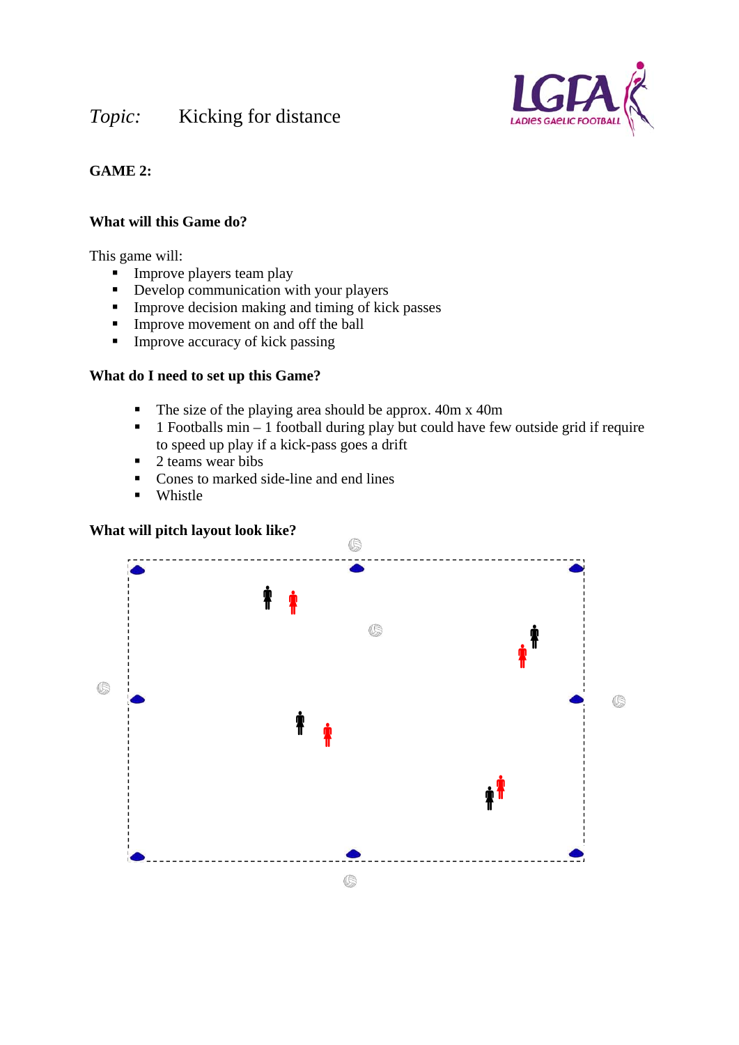*Topic:* Kicking for distance

**GAME 2:**

**What will this Game do?**

This game will:

- Improve players team play
- Develop communication with your players
- Improve decision making and timing of kick passes
- Improve movement on and off the ball
- Improve accuracy of kick passing

**What do I need to set up this Game?**

- The size of the playing area should be approx. 40m x 40m
- 1 Footballs min – 1 football during play but could have few outside grid if require to speed up play if a kick-pass goes a drift
- 2 teams wear bibs
- Cones to marked side-line and end lines
- Whistle

**What will pitch layout look like?**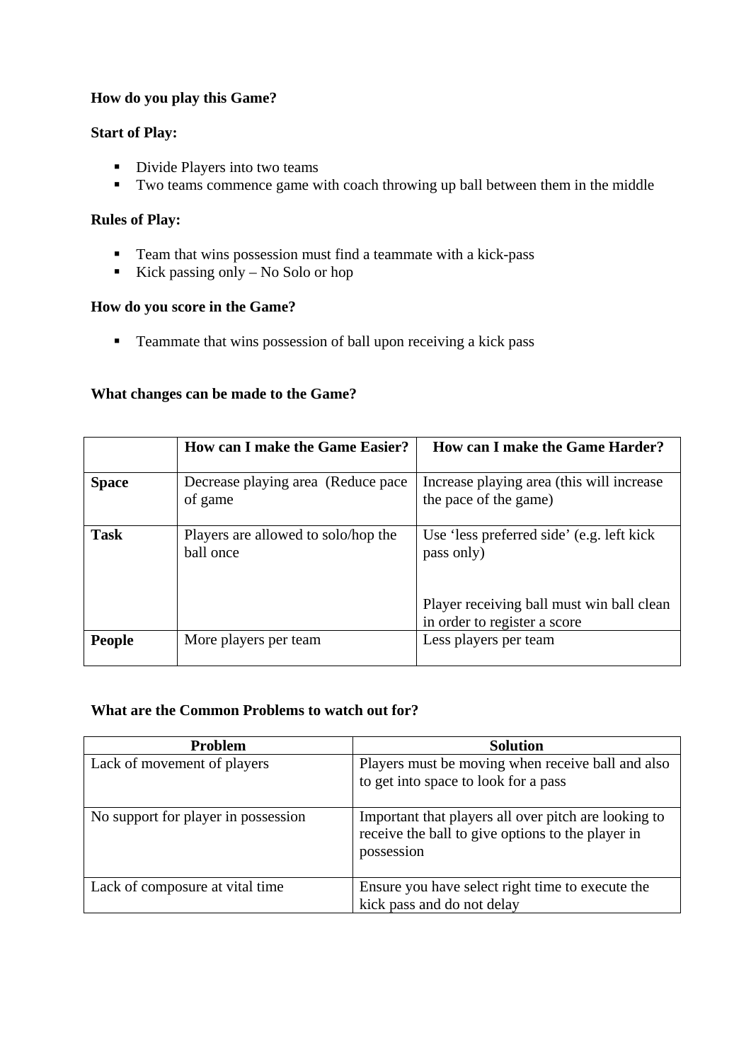**How do you play this Game?**

**Start of Play:**

- Divide Players into two teams
- Two teams commence game with coach throwing up ball between them in the middle

**Rules of Play:**

- Team that wins possession must find a teammate with a kick-pass
- Kick passing only – No Solo or hop

**How do you score in the Game?**

- Teammate that wins possession of ball upon receiving a kick pass

**What changes can be made to the Game?**

| | How can I make the Game Easier? | How can I make the Game Harder? |
|---|---|---|
| **Space** | Decrease playing area (Reduce pace of game | Increase playing area (this will increase the pace of the game) |
| **Task** | Players are allowed to solo/hop the ball once | Use 'less preferred side' (e.g. left kick pass only)<br><br>Player receiving ball must win ball clean in order to register a score |
| **People** | More players per team | Less players per team |

**What are the Common Problems to watch out for?**

| Problem | Solution |
|---|---|
| Lack of movement of players | Players must be moving when receive ball and also to get into space to look for a pass |
| No support for player in possession | Important that players all over pitch are looking to receive the ball to give options to the player in possession |
| Lack of composure at vital time | Ensure you have select right time to execute the kick pass and do not delay |